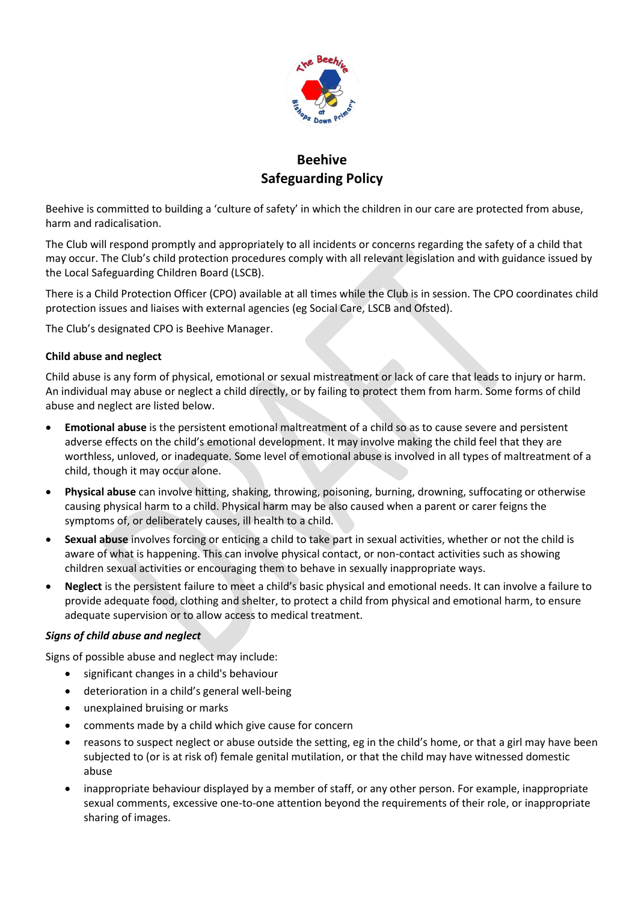# Beehive
# Safeguarding Policy

Beehive is committed to building a 'culture of safety' in which the children in our care are protected from abuse, harm and radicalisation.

The Club will respond promptly and appropriately to all incidents or concerns regarding the safety of a child that may occur. The Club's child protection procedures comply with all relevant legislation and with guidance issued by the Local Safeguarding Children Board (LSCB).

There is a Child Protection Officer (CPO) available at all times while the Club is in session. The CPO coordinates child protection issues and liaises with external agencies (eg Social Care, LSCB and Ofsted).

The Club's designated CPO is Beehive Manager.

### Child abuse and neglect

Child abuse is any form of physical, emotional or sexual mistreatment or lack of care that leads to injury or harm. An individual may abuse or neglect a child directly, or by failing to protect them from harm. Some forms of child abuse and neglect are listed below.

- **Emotional abuse** is the persistent emotional maltreatment of a child so as to cause severe and persistent adverse effects on the child's emotional development. It may involve making the child feel that they are worthless, unloved, or inadequate. Some level of emotional abuse is involved in all types of maltreatment of a child, though it may occur alone.
- **Physical abuse** can involve hitting, shaking, throwing, poisoning, burning, drowning, suffocating or otherwise causing physical harm to a child. Physical harm may be also caused when a parent or carer feigns the symptoms of, or deliberately causes, ill health to a child.
- **Sexual abuse** involves forcing or enticing a child to take part in sexual activities, whether or not the child is aware of what is happening. This can involve physical contact, or non-contact activities such as showing children sexual activities or encouraging them to behave in sexually inappropriate ways.
- **Neglect** is the persistent failure to meet a child's basic physical and emotional needs. It can involve a failure to provide adequate food, clothing and shelter, to protect a child from physical and emotional harm, to ensure adequate supervision or to allow access to medical treatment.

#### *Signs of child abuse and neglect*

Signs of possible abuse and neglect may include:

- significant changes in a child's behaviour
- deterioration in a child's general well-being
- unexplained bruising or marks
- comments made by a child which give cause for concern
- reasons to suspect neglect or abuse outside the setting, eg in the child's home, or that a girl may have been subjected to (or is at risk of) female genital mutilation, or that the child may have witnessed domestic abuse
- inappropriate behaviour displayed by a member of staff, or any other person. For example, inappropriate sexual comments, excessive one-to-one attention beyond the requirements of their role, or inappropriate sharing of images.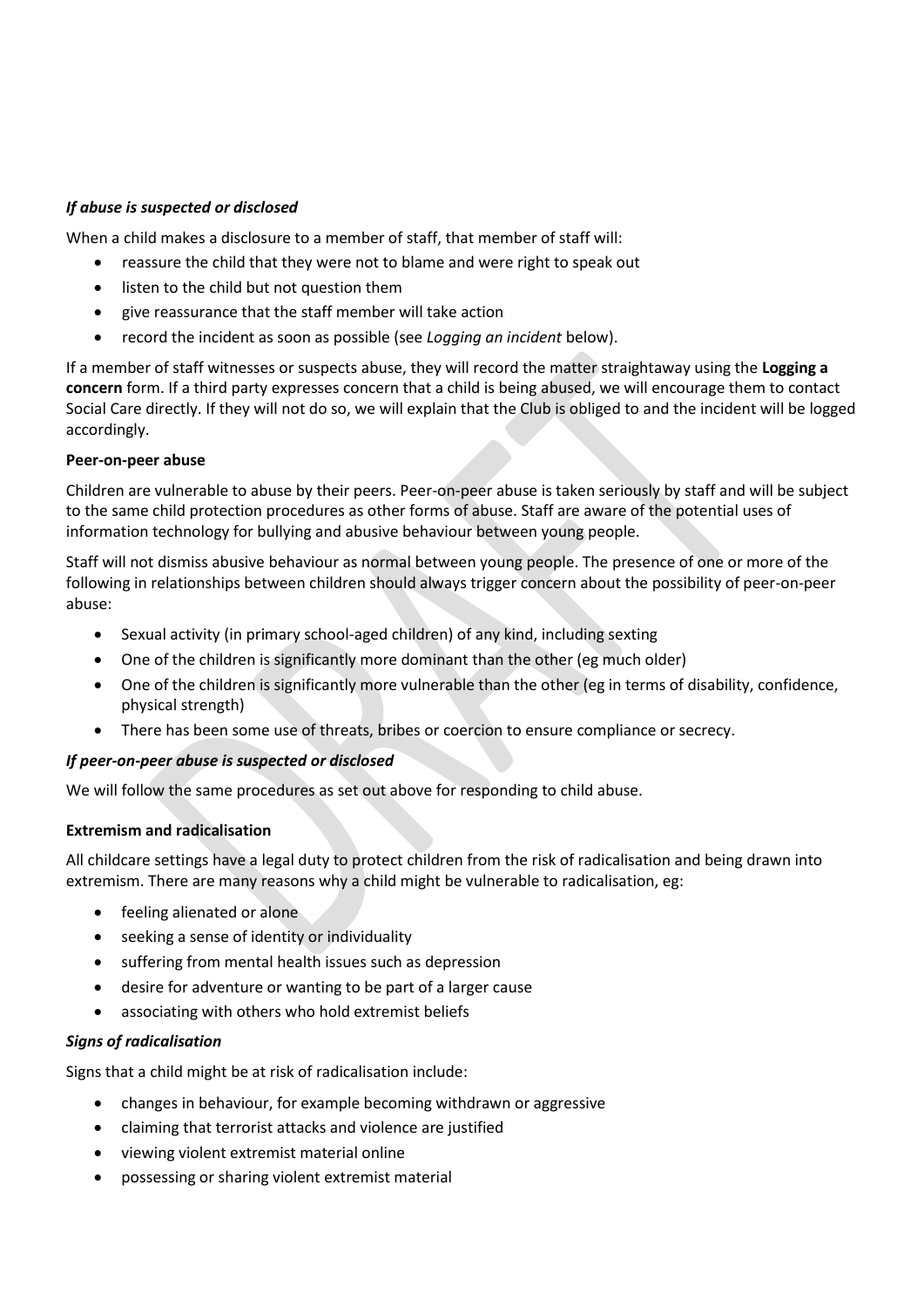***If abuse is suspected or disclosed***

When a child makes a disclosure to a member of staff, that member of staff will:

- reassure the child that they were not to blame and were right to speak out
- listen to the child but not question them
- give reassurance that the staff member will take action
- record the incident as soon as possible (see *Logging an incident* below).

If a member of staff witnesses or suspects abuse, they will record the matter straightaway using the **Logging a concern** form. If a third party expresses concern that a child is being abused, we will encourage them to contact Social Care directly. If they will not do so, we will explain that the Club is obliged to and the incident will be logged accordingly.

**Peer-on-peer abuse**

Children are vulnerable to abuse by their peers. Peer-on-peer abuse is taken seriously by staff and will be subject to the same child protection procedures as other forms of abuse. Staff are aware of the potential uses of information technology for bullying and abusive behaviour between young people.

Staff will not dismiss abusive behaviour as normal between young people. The presence of one or more of the following in relationships between children should always trigger concern about the possibility of peer-on-peer abuse:

- Sexual activity (in primary school-aged children) of any kind, including sexting
- One of the children is significantly more dominant than the other (eg much older)
- One of the children is significantly more vulnerable than the other (eg in terms of disability, confidence, physical strength)
- There has been some use of threats, bribes or coercion to ensure compliance or secrecy.

***If peer-on-peer abuse is suspected or disclosed***

We will follow the same procedures as set out above for responding to child abuse.

**Extremism and radicalisation**

All childcare settings have a legal duty to protect children from the risk of radicalisation and being drawn into extremism. There are many reasons why a child might be vulnerable to radicalisation, eg:

- feeling alienated or alone
- seeking a sense of identity or individuality
- suffering from mental health issues such as depression
- desire for adventure or wanting to be part of a larger cause
- associating with others who hold extremist beliefs

***Signs of radicalisation***

Signs that a child might be at risk of radicalisation include:

- changes in behaviour, for example becoming withdrawn or aggressive
- claiming that terrorist attacks and violence are justified
- viewing violent extremist material online
- possessing or sharing violent extremist material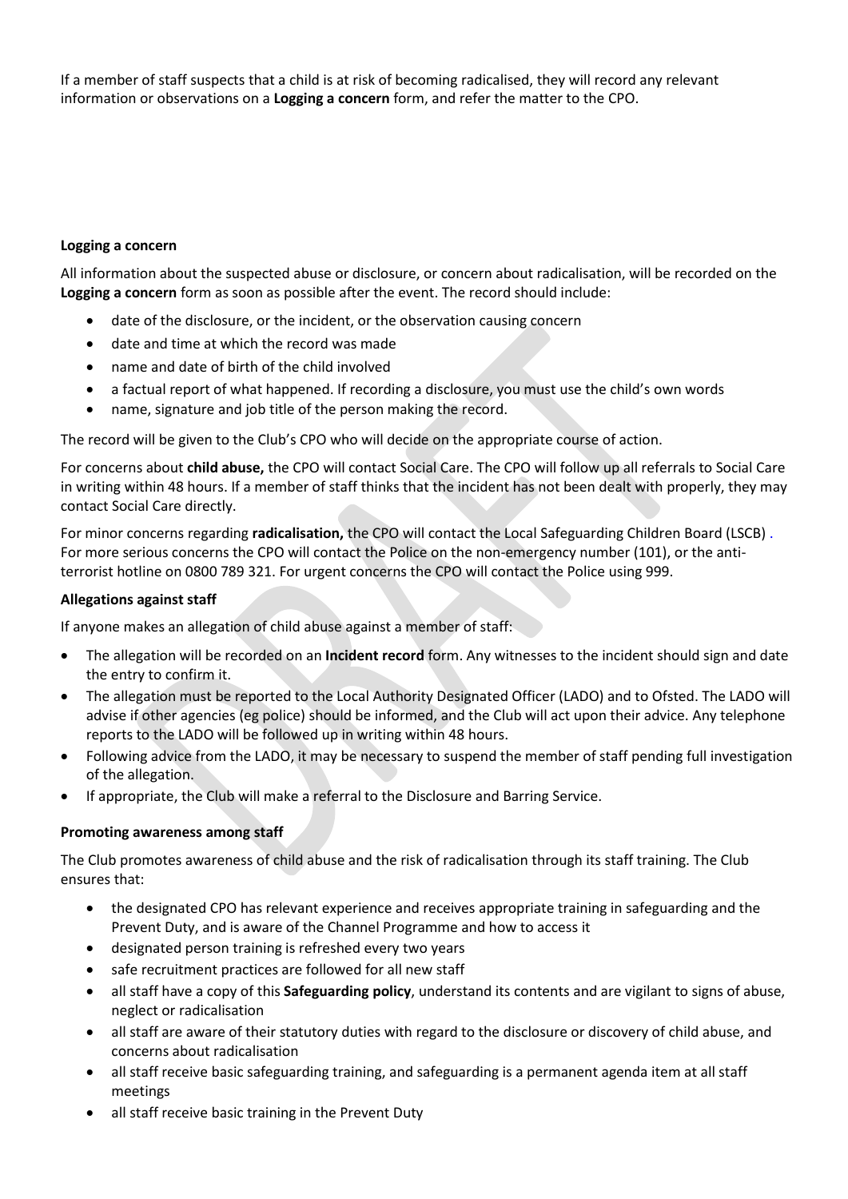If a member of staff suspects that a child is at risk of becoming radicalised, they will record any relevant information or observations on a **Logging a concern** form, and refer the matter to the CPO.

**Logging a concern**

All information about the suspected abuse or disclosure, or concern about radicalisation, will be recorded on the **Logging a concern** form as soon as possible after the event. The record should include:

- date of the disclosure, or the incident, or the observation causing concern
- date and time at which the record was made
- name and date of birth of the child involved
- a factual report of what happened. If recording a disclosure, you must use the child's own words
- name, signature and job title of the person making the record.

The record will be given to the Club's CPO who will decide on the appropriate course of action.

For concerns about **child abuse,** the CPO will contact Social Care. The CPO will follow up all referrals to Social Care in writing within 48 hours. If a member of staff thinks that the incident has not been dealt with properly, they may contact Social Care directly.

For minor concerns regarding **radicalisation,** the CPO will contact the Local Safeguarding Children Board (LSCB) . For more serious concerns the CPO will contact the Police on the non-emergency number (101), or the anti-terrorist hotline on 0800 789 321. For urgent concerns the CPO will contact the Police using 999.

**Allegations against staff**

If anyone makes an allegation of child abuse against a member of staff:

- The allegation will be recorded on an **Incident record** form. Any witnesses to the incident should sign and date the entry to confirm it.
- The allegation must be reported to the Local Authority Designated Officer (LADO) and to Ofsted. The LADO will advise if other agencies (eg police) should be informed, and the Club will act upon their advice. Any telephone reports to the LADO will be followed up in writing within 48 hours.
- Following advice from the LADO, it may be necessary to suspend the member of staff pending full investigation of the allegation.
- If appropriate, the Club will make a referral to the Disclosure and Barring Service.

**Promoting awareness among staff**

The Club promotes awareness of child abuse and the risk of radicalisation through its staff training. The Club ensures that:

- the designated CPO has relevant experience and receives appropriate training in safeguarding and the Prevent Duty, and is aware of the Channel Programme and how to access it
- designated person training is refreshed every two years
- safe recruitment practices are followed for all new staff
- all staff have a copy of this **Safeguarding policy**, understand its contents and are vigilant to signs of abuse, neglect or radicalisation
- all staff are aware of their statutory duties with regard to the disclosure or discovery of child abuse, and concerns about radicalisation
- all staff receive basic safeguarding training, and safeguarding is a permanent agenda item at all staff meetings
- all staff receive basic training in the Prevent Duty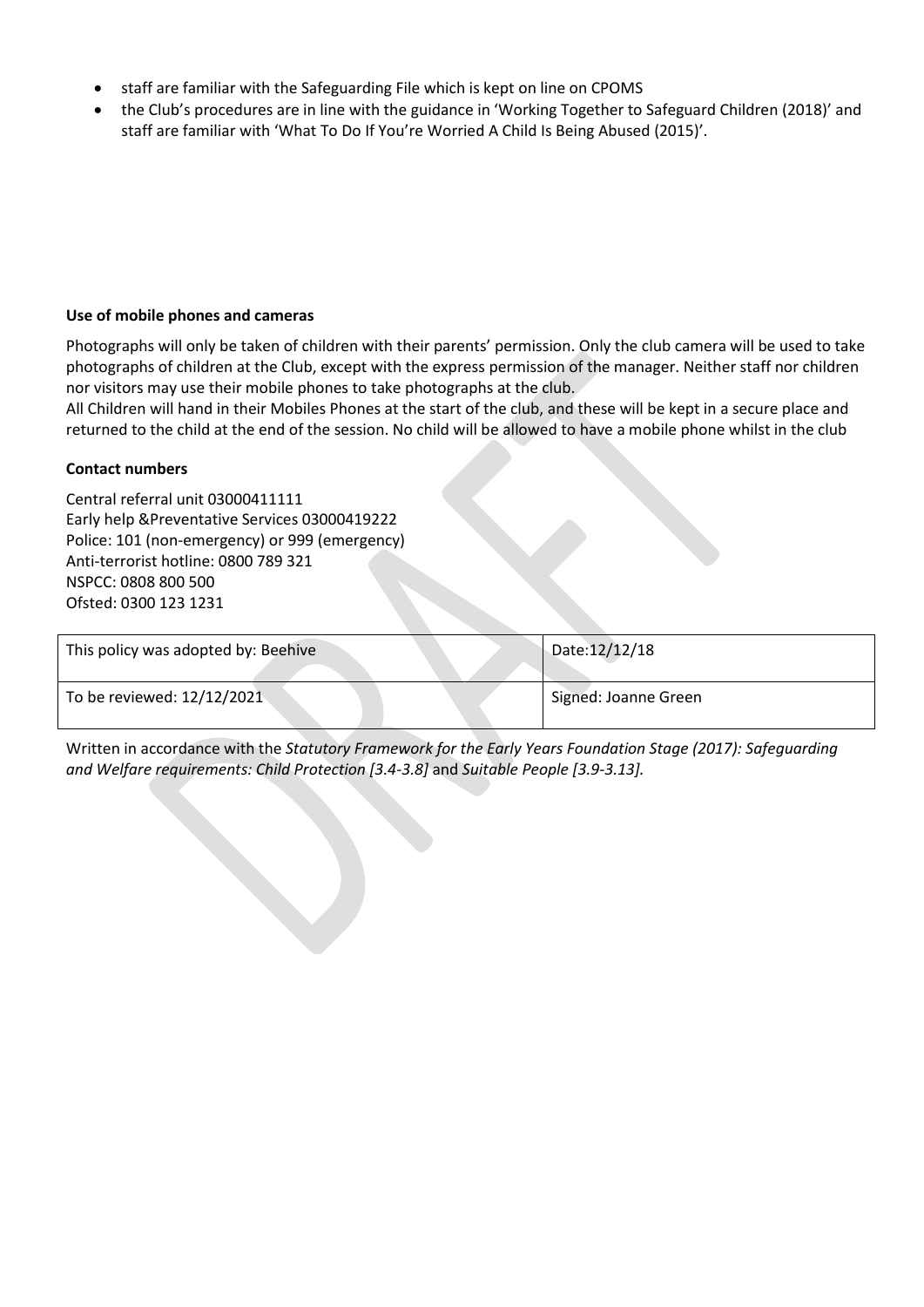- staff are familiar with the Safeguarding File which is kept on line on CPOMS
- the Club's procedures are in line with the guidance in 'Working Together to Safeguard Children (2018)' and staff are familiar with 'What To Do If You're Worried A Child Is Being Abused (2015)'.

**Use of mobile phones and cameras**

Photographs will only be taken of children with their parents' permission. Only the club camera will be used to take photographs of children at the Club, except with the express permission of the manager. Neither staff nor children nor visitors may use their mobile phones to take photographs at the club.
All Children will hand in their Mobiles Phones at the start of the club, and these will be kept in a secure place and returned to the child at the end of the session. No child will be allowed to have a mobile phone whilst in the club

**Contact numbers**

Central referral unit 03000411111
Early help &Preventative Services 03000419222
Police: 101 (non-emergency) or 999 (emergency)
Anti-terrorist hotline: 0800 789 321
NSPCC: 0808 800 500
Ofsted: 0300 123 1231

| | |
|---|---|
| This policy was adopted by: Beehive | Date:12/12/18 |
| To be reviewed: 12/12/2021 | Signed: Joanne Green |

Written in accordance with the *Statutory Framework for the Early Years Foundation Stage (2017): Safeguarding and Welfare requirements: Child Protection [3.4-3.8]* and *Suitable People [3.9-3.13].*